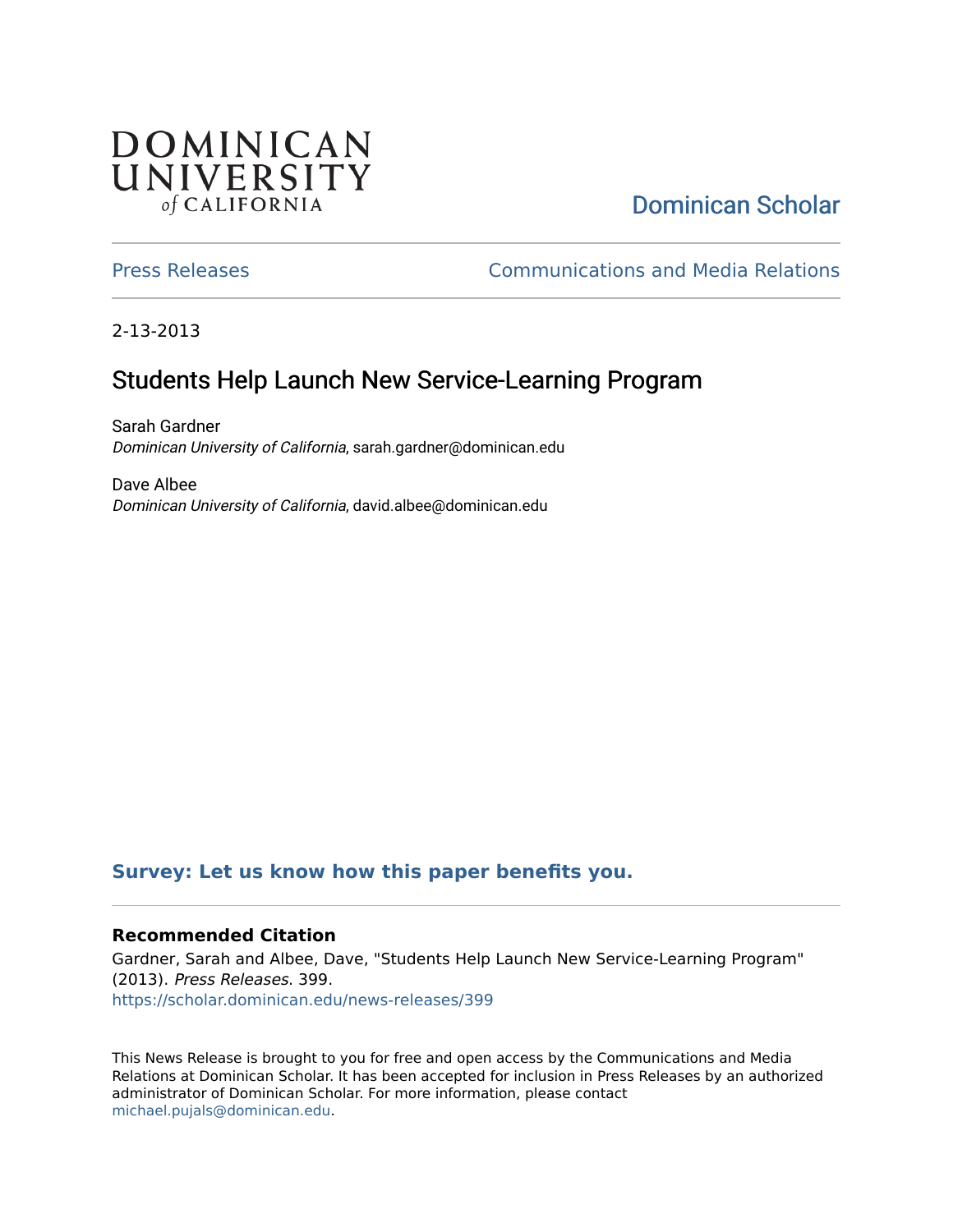DOMINICAN UNIVERSITY *of* CALIFORNIA

Dominican Scholar

Press Releases

Communications and Media Relations

2-13-2013

# Students Help Launch New Service-Learning Program

Sarah Gardner
*Dominican University of California*, sarah.gardner@dominican.edu

Dave Albee
*Dominican University of California*, david.albee@dominican.edu

**Survey: Let us know how this paper benefits you.**

### Recommended Citation

Gardner, Sarah and Albee, Dave, "Students Help Launch New Service-Learning Program" (2013). *Press Releases*. 399.
https://scholar.dominican.edu/news-releases/399

This News Release is brought to you for free and open access by the Communications and Media Relations at Dominican Scholar. It has been accepted for inclusion in Press Releases by an authorized administrator of Dominican Scholar. For more information, please contact michael.pujals@dominican.edu.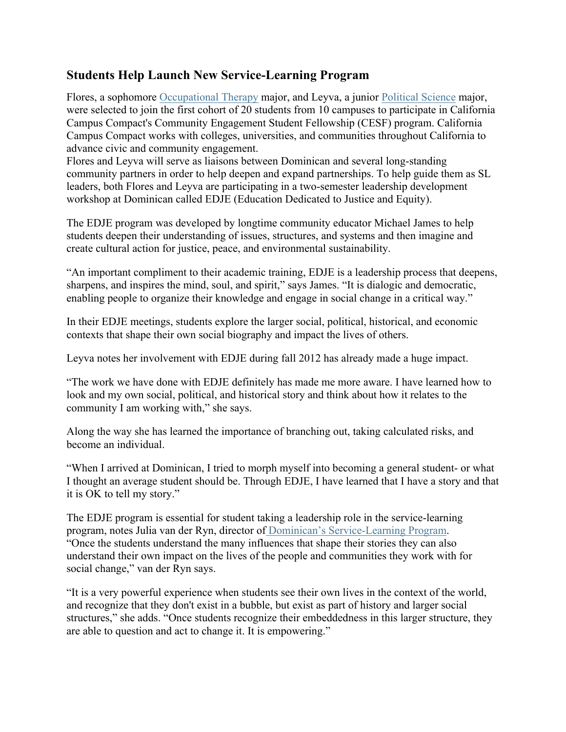## Students Help Launch New Service-Learning Program

Flores, a sophomore Occupational Therapy major, and Leyva, a junior Political Science major, were selected to join the first cohort of 20 students from 10 campuses to participate in California Campus Compact's Community Engagement Student Fellowship (CESF) program. California Campus Compact works with colleges, universities, and communities throughout California to advance civic and community engagement.
Flores and Leyva will serve as liaisons between Dominican and several long-standing community partners in order to help deepen and expand partnerships. To help guide them as SL leaders, both Flores and Leyva are participating in a two-semester leadership development workshop at Dominican called EDJE (Education Dedicated to Justice and Equity).

The EDJE program was developed by longtime community educator Michael James to help students deepen their understanding of issues, structures, and systems and then imagine and create cultural action for justice, peace, and environmental sustainability.

"An important compliment to their academic training, EDJE is a leadership process that deepens, sharpens, and inspires the mind, soul, and spirit," says James. "It is dialogic and democratic, enabling people to organize their knowledge and engage in social change in a critical way."

In their EDJE meetings, students explore the larger social, political, historical, and economic contexts that shape their own social biography and impact the lives of others.

Leyva notes her involvement with EDJE during fall 2012 has already made a huge impact.

"The work we have done with EDJE definitely has made me more aware. I have learned how to look and my own social, political, and historical story and think about how it relates to the community I am working with," she says.

Along the way she has learned the importance of branching out, taking calculated risks, and become an individual.

"When I arrived at Dominican, I tried to morph myself into becoming a general student- or what I thought an average student should be. Through EDJE, I have learned that I have a story and that it is OK to tell my story."

The EDJE program is essential for student taking a leadership role in the service-learning program, notes Julia van der Ryn, director of Dominican's Service-Learning Program. "Once the students understand the many influences that shape their stories they can also understand their own impact on the lives of the people and communities they work with for social change," van der Ryn says.

"It is a very powerful experience when students see their own lives in the context of the world, and recognize that they don't exist in a bubble, but exist as part of history and larger social structures," she adds. "Once students recognize their embeddedness in this larger structure, they are able to question and act to change it. It is empowering."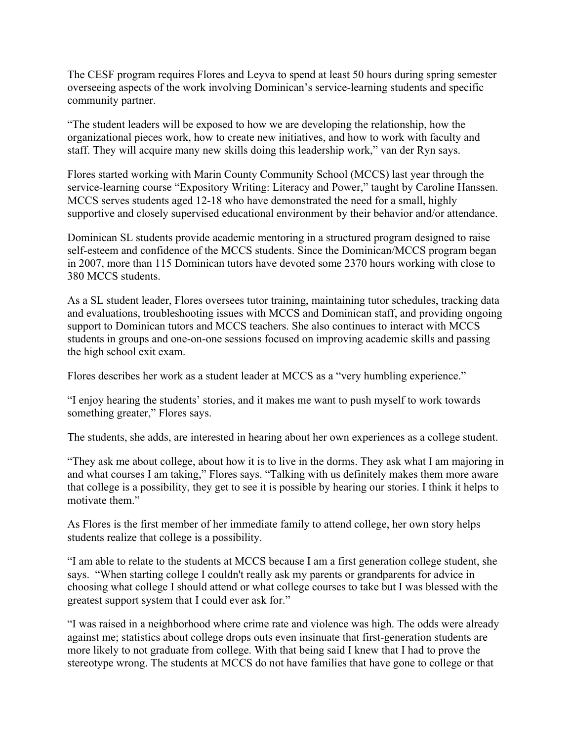The CESF program requires Flores and Leyva to spend at least 50 hours during spring semester overseeing aspects of the work involving Dominican's service-learning students and specific community partner.

"The student leaders will be exposed to how we are developing the relationship, how the organizational pieces work, how to create new initiatives, and how to work with faculty and staff. They will acquire many new skills doing this leadership work," van der Ryn says.

Flores started working with Marin County Community School (MCCS) last year through the service-learning course "Expository Writing: Literacy and Power," taught by Caroline Hanssen. MCCS serves students aged 12-18 who have demonstrated the need for a small, highly supportive and closely supervised educational environment by their behavior and/or attendance.

Dominican SL students provide academic mentoring in a structured program designed to raise self-esteem and confidence of the MCCS students. Since the Dominican/MCCS program began in 2007, more than 115 Dominican tutors have devoted some 2370 hours working with close to 380 MCCS students.

As a SL student leader, Flores oversees tutor training, maintaining tutor schedules, tracking data and evaluations, troubleshooting issues with MCCS and Dominican staff, and providing ongoing support to Dominican tutors and MCCS teachers. She also continues to interact with MCCS students in groups and one-on-one sessions focused on improving academic skills and passing the high school exit exam.

Flores describes her work as a student leader at MCCS as a "very humbling experience."

"I enjoy hearing the students' stories, and it makes me want to push myself to work towards something greater," Flores says.

The students, she adds, are interested in hearing about her own experiences as a college student.

"They ask me about college, about how it is to live in the dorms. They ask what I am majoring in and what courses I am taking," Flores says. "Talking with us definitely makes them more aware that college is a possibility, they get to see it is possible by hearing our stories. I think it helps to motivate them."

As Flores is the first member of her immediate family to attend college, her own story helps students realize that college is a possibility.

"I am able to relate to the students at MCCS because I am a first generation college student, she says. "When starting college I couldn't really ask my parents or grandparents for advice in choosing what college I should attend or what college courses to take but I was blessed with the greatest support system that I could ever ask for."

"I was raised in a neighborhood where crime rate and violence was high. The odds were already against me; statistics about college drops outs even insinuate that first-generation students are more likely to not graduate from college. With that being said I knew that I had to prove the stereotype wrong. The students at MCCS do not have families that have gone to college or that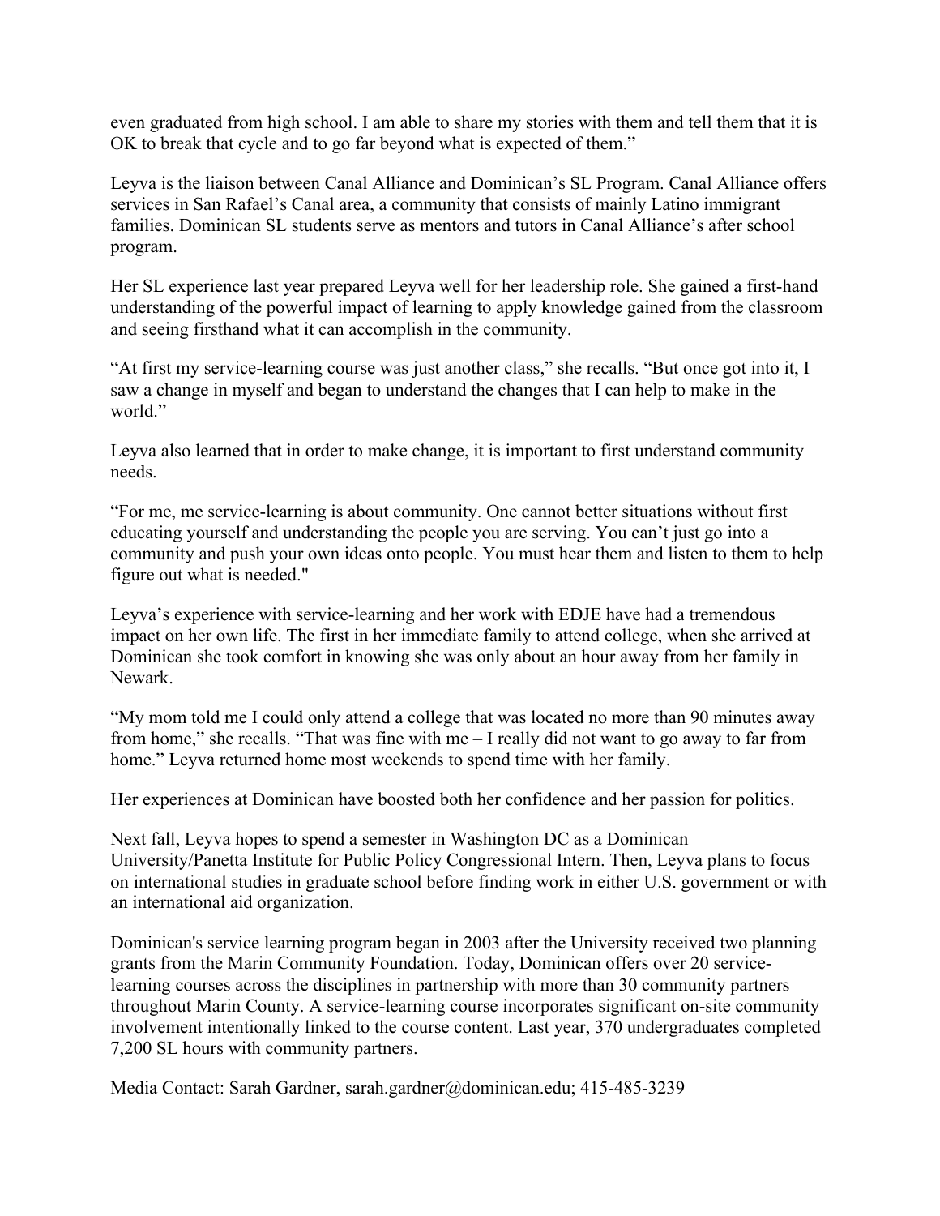even graduated from high school. I am able to share my stories with them and tell them that it is OK to break that cycle and to go far beyond what is expected of them."

Leyva is the liaison between Canal Alliance and Dominican's SL Program. Canal Alliance offers services in San Rafael's Canal area, a community that consists of mainly Latino immigrant families. Dominican SL students serve as mentors and tutors in Canal Alliance's after school program.

Her SL experience last year prepared Leyva well for her leadership role. She gained a first-hand understanding of the powerful impact of learning to apply knowledge gained from the classroom and seeing firsthand what it can accomplish in the community.

"At first my service-learning course was just another class," she recalls. "But once got into it, I saw a change in myself and began to understand the changes that I can help to make in the world."

Leyva also learned that in order to make change, it is important to first understand community needs.

"For me, me service-learning is about community. One cannot better situations without first educating yourself and understanding the people you are serving. You can't just go into a community and push your own ideas onto people. You must hear them and listen to them to help figure out what is needed."

Leyva's experience with service-learning and her work with EDJE have had a tremendous impact on her own life. The first in her immediate family to attend college, when she arrived at Dominican she took comfort in knowing she was only about an hour away from her family in Newark.

"My mom told me I could only attend a college that was located no more than 90 minutes away from home," she recalls. "That was fine with me – I really did not want to go away to far from home." Leyva returned home most weekends to spend time with her family.

Her experiences at Dominican have boosted both her confidence and her passion for politics.

Next fall, Leyva hopes to spend a semester in Washington DC as a Dominican University/Panetta Institute for Public Policy Congressional Intern. Then, Leyva plans to focus on international studies in graduate school before finding work in either U.S. government or with an international aid organization.

Dominican's service learning program began in 2003 after the University received two planning grants from the Marin Community Foundation. Today, Dominican offers over 20 service-learning courses across the disciplines in partnership with more than 30 community partners throughout Marin County. A service-learning course incorporates significant on-site community involvement intentionally linked to the course content. Last year, 370 undergraduates completed 7,200 SL hours with community partners.

Media Contact: Sarah Gardner, sarah.gardner@dominican.edu; 415-485-3239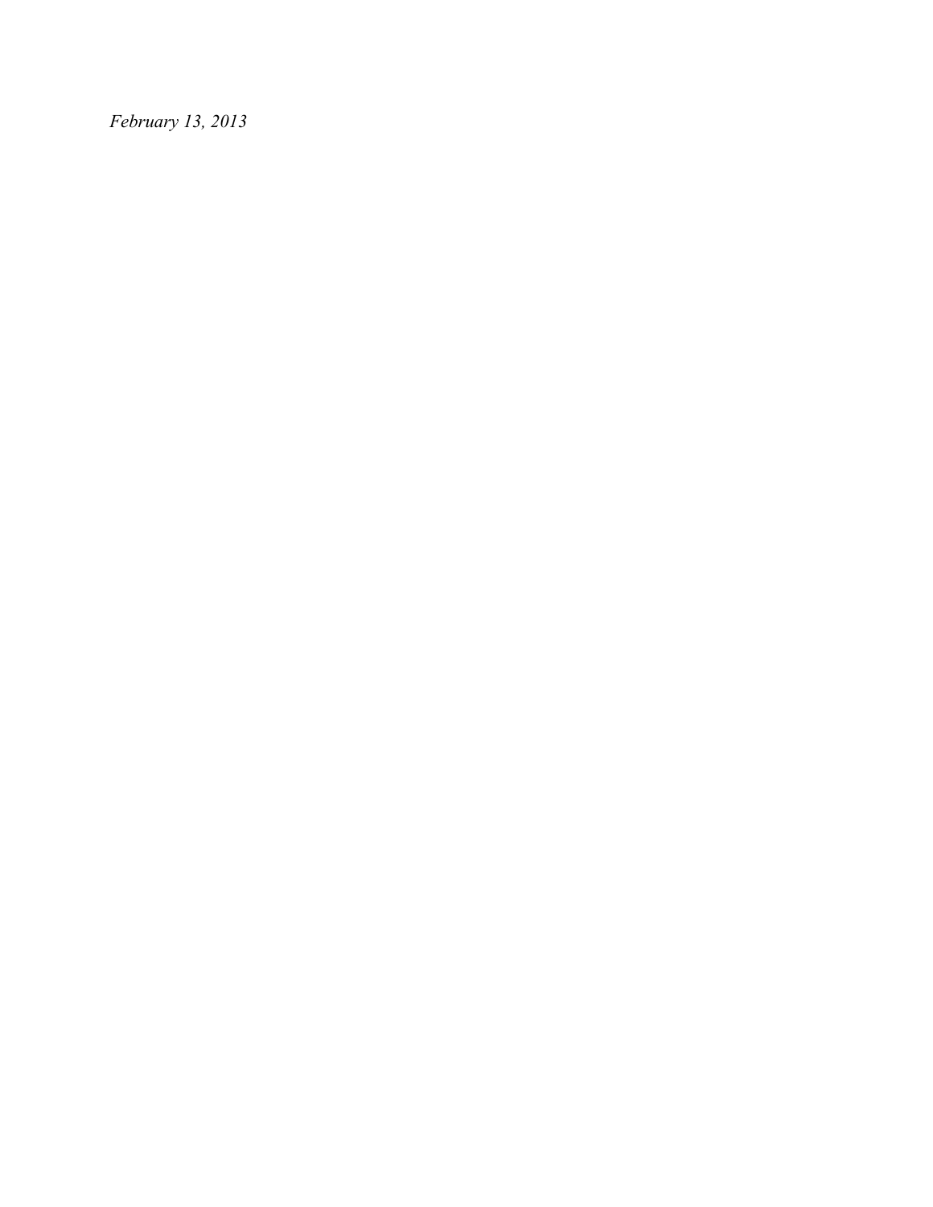*February 13, 2013*